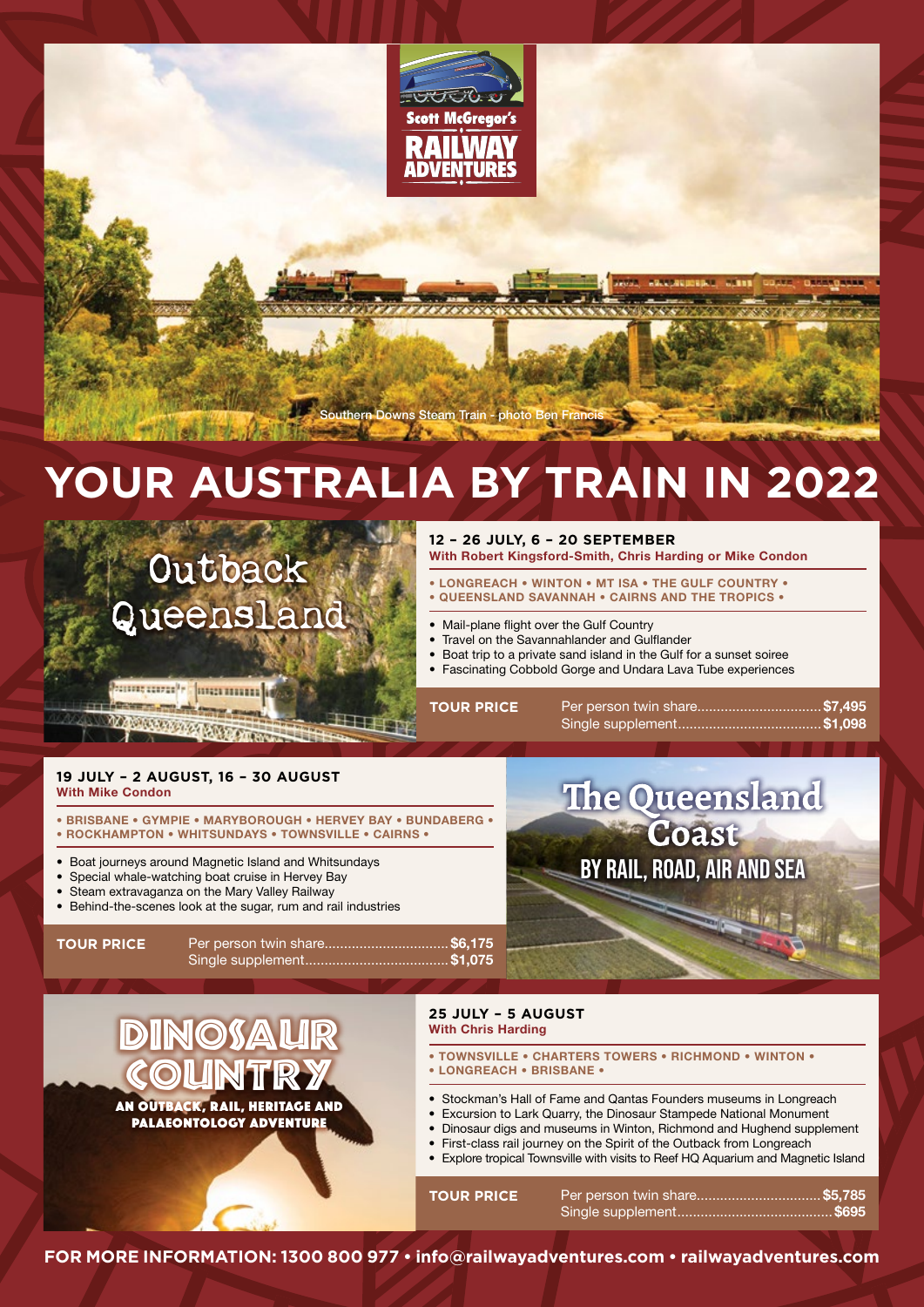Scott McGregor's

RAILWAY ADVENTURES

Southern Downs Steam Train - photo Ben Francis

# YOUR AUSTRALIA BY TRAIN IN 2022

## Outback Queensland

**12 – 26 JULY, 6 – 20 SEPTEMBER**
**With Robert Kingsford-Smith, Chris Harding or Mike Condon**

**• LONGREACH • WINTON • MT ISA • THE GULF COUNTRY •**
**• QUEENSLAND SAVANNAH • CAIRNS AND THE TROPICS •**

- Mail-plane flight over the Gulf Country
- Travel on the Savannahlander and Gulflander
- Boat trip to a private sand island in the Gulf for a sunset soiree
- Fascinating Cobbold Gorge and Undara Lava Tube experiences

**TOUR PRICE**
Per person twin share................................**$7,495**
Single supplement.....................................**$1,098**

## The Queensland Coast
### BY RAIL, ROAD, AIR AND SEA

**19 JULY – 2 AUGUST, 16 – 30 AUGUST**
**With Mike Condon**

**• BRISBANE • GYMPIE • MARYBOROUGH • HERVEY BAY • BUNDABERG •**
**• ROCKHAMPTON • WHITSUNDAYS • TOWNSVILLE • CAIRNS •**

- Boat journeys around Magnetic Island and Whitsundays
- Special whale-watching boat cruise in Hervey Bay
- Steam extravaganza on the Mary Valley Railway
- Behind-the-scenes look at the sugar, rum and rail industries

**TOUR PRICE**
Per person twin share................................**$6,175**
Single supplement.....................................**$1,075**

## DINOSAUR COUNTRY
### AN OUTBACK, RAIL, HERITAGE AND PALAEONTOLOGY ADVENTURE

**25 JULY – 5 AUGUST**
**With Chris Harding**

**• TOWNSVILLE • CHARTERS TOWERS • RICHMOND • WINTON •**
**• LONGREACH • BRISBANE •**

- Stockman's Hall of Fame and Qantas Founders museums in Longreach
- Excursion to Lark Quarry, the Dinosaur Stampede National Monument
- Dinosaur digs and museums in Winton, Richmond and Hughend supplement
- First-class rail journey on the Spirit of the Outback from Longreach
- Explore tropical Townsville with visits to Reef HQ Aquarium and Magnetic Island

**TOUR PRICE**
Per person twin share................................**$5,785**
Single supplement........................................**$695**

**FOR MORE INFORMATION: 1300 800 977 • info@railwayadventures.com • railwayadventures.com**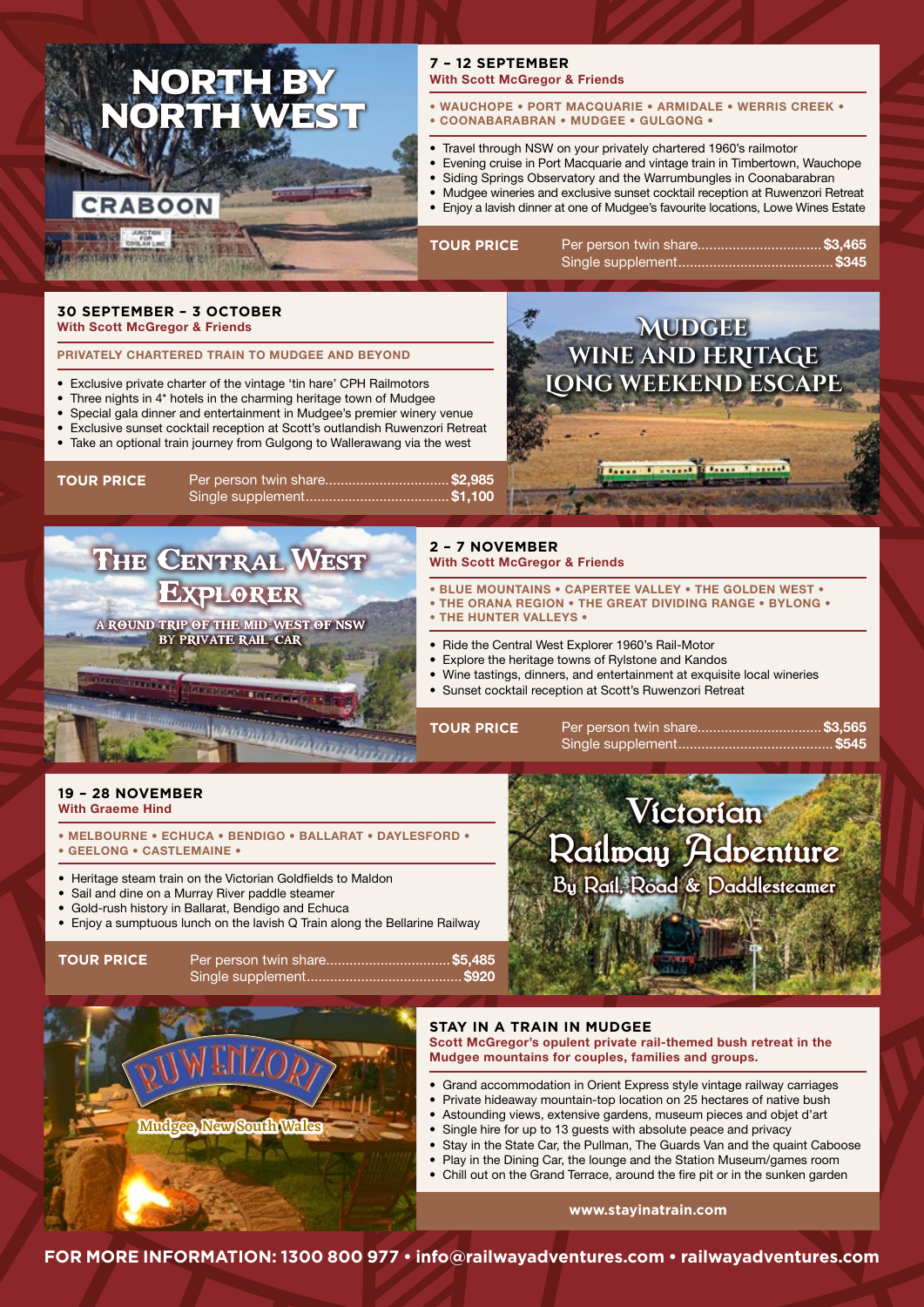# NORTH BY NORTH WEST

CRABOON

**7 – 12 SEPTEMBER**
**With Scott McGregor & Friends**

**• WAUCHOPE • PORT MACQUARIE • ARMIDALE • WERRIS CREEK • • COONABARABRAN • MUDGEE • GULGONG •**

- Travel through NSW on your privately chartered 1960's railmotor
- Evening cruise in Port Macquarie and vintage train in Timbertown, Wauchope
- Siding Springs Observatory and the Warrumbungles in Coonabarabran
- Mudgee wineries and exclusive sunset cocktail reception at Ruwenzori Retreat
- Enjoy a lavish dinner at one of Mudgee's favourite locations, Lowe Wines Estate

**TOUR PRICE** Per person twin share................................**$3,465**
Single supplement........................................**$345**

# MUDGEE WINE AND HERITAGE LONG WEEKEND ESCAPE

**30 SEPTEMBER – 3 OCTOBER**
**With Scott McGregor & Friends**

**PRIVATELY CHARTERED TRAIN TO MUDGEE AND BEYOND**

- Exclusive private charter of the vintage 'tin hare' CPH Railmotors
- Three nights in 4* hotels in the charming heritage town of Mudgee
- Special gala dinner and entertainment in Mudgee's premier winery venue
- Exclusive sunset cocktail reception at Scott's outlandish Ruwenzori Retreat
- Take an optional train journey from Gulgong to Wallerawang via the west

**TOUR PRICE** Per person twin share................................**$2,985**
Single supplement.....................................**$1,100**

# The Central West Explorer

A ROUND TRIP OF THE MID-WEST OF NSW BY PRIVATE RAIL-CAR

**2 – 7 NOVEMBER**
**With Scott McGregor & Friends**

**• BLUE MOUNTAINS • CAPERTEE VALLEY • THE GOLDEN WEST • • THE ORANA REGION • THE GREAT DIVIDING RANGE • BYLONG • • THE HUNTER VALLEYS •**

- Ride the Central West Explorer 1960's Rail-Motor
- Explore the heritage towns of Rylstone and Kandos
- Wine tastings, dinners, and entertainment at exquisite local wineries
- Sunset cocktail reception at Scott's Ruwenzori Retreat

**TOUR PRICE** Per person twin share................................**$3,565**
Single supplement........................................**$545**

# Victorian Railway Adventure

By Rail, Road & Paddlesteamer

**19 – 28 NOVEMBER**
**With Graeme Hind**

**• MELBOURNE • ECHUCA • BENDIGO • BALLARAT • DAYLESFORD • • GEELONG • CASTLEMAINE •**

- Heritage steam train on the Victorian Goldfields to Maldon
- Sail and dine on a Murray River paddle steamer
- Gold-rush history in Ballarat, Bendigo and Echuca
- Enjoy a sumptuous lunch on the lavish Q Train along the Bellarine Railway

**TOUR PRICE** Per person twin share................................**$5,485**
Single supplement........................................**$920**

# RUWENZORI

Mudgee, New South Wales

**STAY IN A TRAIN IN MUDGEE**
**Scott McGregor's opulent private rail-themed bush retreat in the Mudgee mountains for couples, families and groups.**

- Grand accommodation in Orient Express style vintage railway carriages
- Private hideaway mountain-top location on 25 hectares of native bush
- Astounding views, extensive gardens, museum pieces and objet d'art
- Single hire for up to 13 guests with absolute peace and privacy
- Stay in the State Car, the Pullman, The Guards Van and the quaint Caboose
- Play in the Dining Car, the lounge and the Station Museum/games room
- Chill out on the Grand Terrace, around the fire pit or in the sunken garden

**www.stayinatrain.com**

**FOR MORE INFORMATION: 1300 800 977 • info@railwayadventures.com • railwayadventures.com**